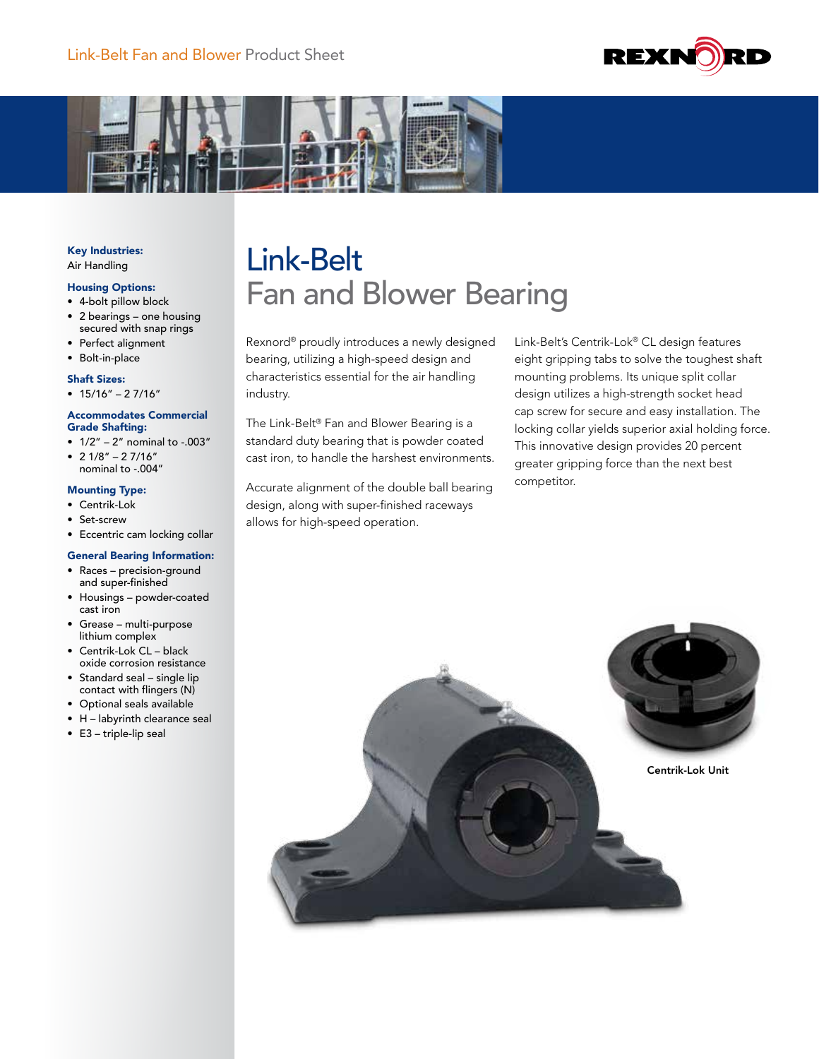# Link-Belt
## Fan and Blower Bearing

Rexnord® proudly introduces a newly designed bearing, utilizing a high-speed design and characteristics essential for the air handling industry.

The Link-Belt® Fan and Blower Bearing is a standard duty bearing that is powder coated cast iron, to handle the harshest environments.

Accurate alignment of the double ball bearing design, along with super-finished raceways allows for high-speed operation.

Link-Belt's Centrik-Lok® CL design features eight gripping tabs to solve the toughest shaft mounting problems. Its unique split collar design utilizes a high-strength socket head cap screw for secure and easy installation. The locking collar yields superior axial holding force. This innovative design provides 20 percent greater gripping force than the next best competitor.

**Key Industries:**
Air Handling

**Housing Options:**
- 4-bolt pillow block
- 2 bearings – one housing secured with snap rings
- Perfect alignment
- Bolt-in-place

**Shaft Sizes:**
- 15/16" – 2 7/16"

**Accommodates Commercial Grade Shafting:**
- 1/2" – 2" nominal to -.003"
- 2 1/8" – 2 7/16" nominal to -.004"

**Mounting Type:**
- Centrik-Lok
- Set-screw
- Eccentric cam locking collar

**General Bearing Information:**
- Races – precision-ground and super-finished
- Housings – powder-coated cast iron
- Grease – multi-purpose lithium complex
- Centrik-Lok CL – black oxide corrosion resistance
- Standard seal – single lip contact with flingers (N)
- Optional seals available
- H – labyrinth clearance seal
- E3 – triple-lip seal

Centrik-Lok Unit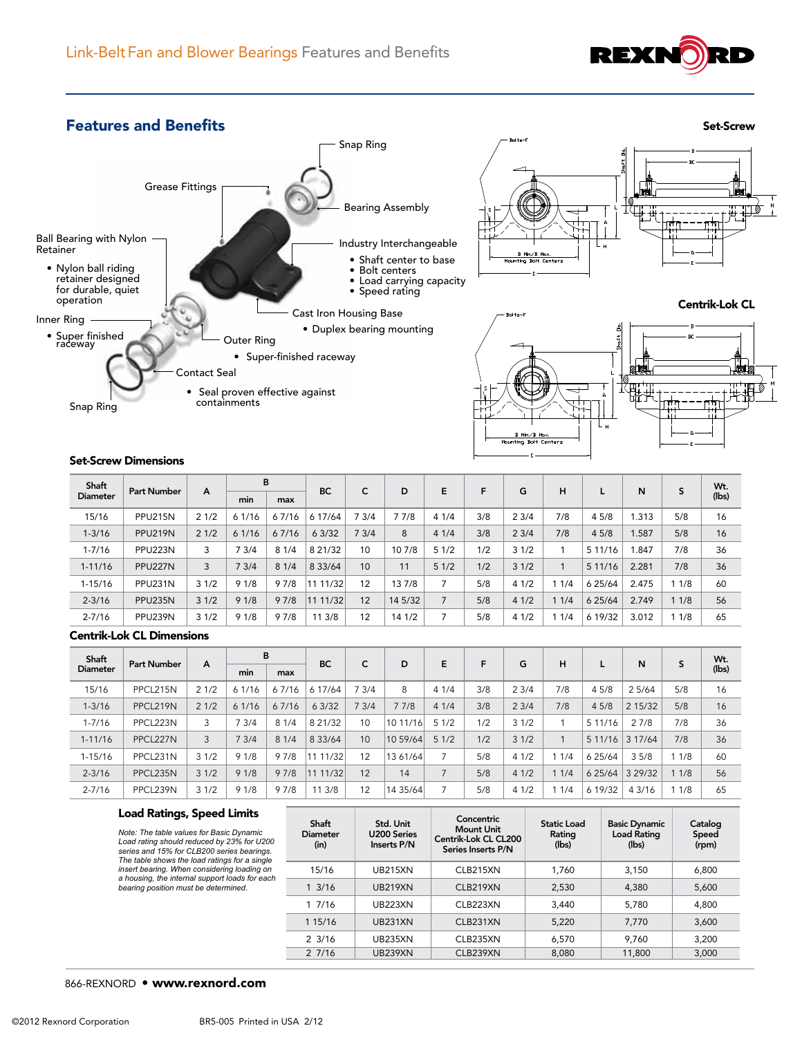## Features and Benefits

Snap Ring

Grease Fittings

Bearing Assembly

Ball Bearing with Nylon Retainer

- Nylon ball riding retainer designed for durable, quiet operation

Industry Interchangeable

- Shaft center to base
- Bolt centers
- Load carrying capacity
- Speed rating

Cast Iron Housing Base

- Duplex bearing mounting

Inner Ring

- Super finished raceway

Outer Ring

- Super-finished raceway

Contact Seal

- Seal proven effective against containments

Snap Ring

Set-Screw

Centrik-Lok CL

### Set-Screw Dimensions

| Shaft Diameter | Part Number | A | B | | BC | C | D | E | F | G | H | L | N | S | Wt. (lbs) |
|---|---|---|---|---|---|---|---|---|---|---|---|---|---|---|---|
| | | | min | max | | | | | | | | | | | |
| 15/16 | PPU215N | 2 1/2 | 6 1/16 | 6 7/16 | 6 17/64 | 7 3/4 | 7 7/8 | 4 1/4 | 3/8 | 2 3/4 | 7/8 | 4 5/8 | 1.313 | 5/8 | 16 |
| 1-3/16 | PPU219N | 2 1/2 | 6 1/16 | 6 7/16 | 6 3/32 | 7 3/4 | 8 | 4 1/4 | 3/8 | 2 3/4 | 7/8 | 4 5/8 | 1.587 | 5/8 | 16 |
| 1-7/16 | PPU223N | 3 | 7 3/4 | 8 1/4 | 8 21/32 | 10 | 10 7/8 | 5 1/2 | 1/2 | 3 1/2 | 1 | 5 11/16 | 1.847 | 7/8 | 36 |
| 1-11/16 | PPU227N | 3 | 7 3/4 | 8 1/4 | 8 33/64 | 10 | 11 | 5 1/2 | 1/2 | 3 1/2 | 1 | 5 11/16 | 2.281 | 7/8 | 36 |
| 1-15/16 | PPU231N | 3 1/2 | 9 1/8 | 9 7/8 | 11 11/32 | 12 | 13 7/8 | 7 | 5/8 | 4 1/2 | 1 1/4 | 6 25/64 | 2.475 | 1 1/8 | 60 |
| 2-3/16 | PPU235N | 3 1/2 | 9 1/8 | 9 7/8 | 11 11/32 | 12 | 14 5/32 | 7 | 5/8 | 4 1/2 | 1 1/4 | 6 25/64 | 2.749 | 1 1/8 | 56 |
| 2-7/16 | PPU239N | 3 1/2 | 9 1/8 | 9 7/8 | 11 3/8 | 12 | 14 1/2 | 7 | 5/8 | 4 1/2 | 1 1/4 | 6 19/32 | 3.012 | 1 1/8 | 65 |

### Centrik-Lok CL Dimensions

| Shaft Diameter | Part Number | A | B | | BC | C | D | E | F | G | H | L | N | S | Wt. (lbs) |
|---|---|---|---|---|---|---|---|---|---|---|---|---|---|---|---|
| | | | min | max | | | | | | | | | | | |
| 15/16 | PPCL215N | 2 1/2 | 6 1/16 | 6 7/16 | 6 17/64 | 7 3/4 | 8 | 4 1/4 | 3/8 | 2 3/4 | 7/8 | 4 5/8 | 2 5/64 | 5/8 | 16 |
| 1-3/16 | PPCL219N | 2 1/2 | 6 1/16 | 6 7/16 | 6 3/32 | 7 3/4 | 7 7/8 | 4 1/4 | 3/8 | 2 3/4 | 7/8 | 4 5/8 | 2 15/32 | 5/8 | 16 |
| 1-7/16 | PPCL223N | 3 | 7 3/4 | 8 1/4 | 8 21/32 | 10 | 10 11/16 | 5 1/2 | 1/2 | 3 1/2 | 1 | 5 11/16 | 2 7/8 | 7/8 | 36 |
| 1-11/16 | PPCL227N | 3 | 7 3/4 | 8 1/4 | 8 33/64 | 10 | 10 59/64 | 5 1/2 | 1/2 | 3 1/2 | 1 | 5 11/16 | 3 17/64 | 7/8 | 36 |
| 1-15/16 | PPCL231N | 3 1/2 | 9 1/8 | 9 7/8 | 11 11/32 | 12 | 13 61/64 | 7 | 5/8 | 4 1/2 | 1 1/4 | 6 25/64 | 3 5/8 | 1 1/8 | 60 |
| 2-3/16 | PPCL235N | 3 1/2 | 9 1/8 | 9 7/8 | 11 11/32 | 12 | 14 | 7 | 5/8 | 4 1/2 | 1 1/4 | 6 25/64 | 3 29/32 | 1 1/8 | 56 |
| 2-7/16 | PPCL239N | 3 1/2 | 9 1/8 | 9 7/8 | 11 3/8 | 12 | 14 35/64 | 7 | 5/8 | 4 1/2 | 1 1/4 | 6 19/32 | 4 3/16 | 1 1/8 | 65 |

### Load Ratings, Speed Limits

*Note: The table values for Basic Dynamic Load rating should reduced by 23% for U200 series and 15% for CLB200 series bearings. The table shows the load ratings for a single insert bearing. When considering loading on a housing, the internal support loads for each bearing position must be determined.*

| Shaft Diameter (in) | Std. Unit U200 Series Inserts P/N | Concentric Mount Unit Centrik-Lok CL CL200 Series Inserts P/N | Static Load Rating (lbs) | Basic Dynamic Load Rating (lbs) | Catalog Speed (rpm) |
|---|---|---|---|---|---|
| 15/16 | UB215XN | CLB215XN | 1,760 | 3,150 | 6,800 |
| 1 3/16 | UB219XN | CLB219XN | 2,530 | 4,380 | 5,600 |
| 1 7/16 | UB223XN | CLB223XN | 3,440 | 5,780 | 4,800 |
| 1 15/16 | UB231XN | CLB231XN | 5,220 | 7,770 | 3,600 |
| 2 3/16 | UB235XN | CLB235XN | 6,570 | 9,760 | 3,200 |
| 2 7/16 | UB239XN | CLB239XN | 8,080 | 11,800 | 3,000 |

866-REXNORD • **www.rexnord.com**

©2012 Rexnord Corporation BR5-005 Printed in USA 2/12